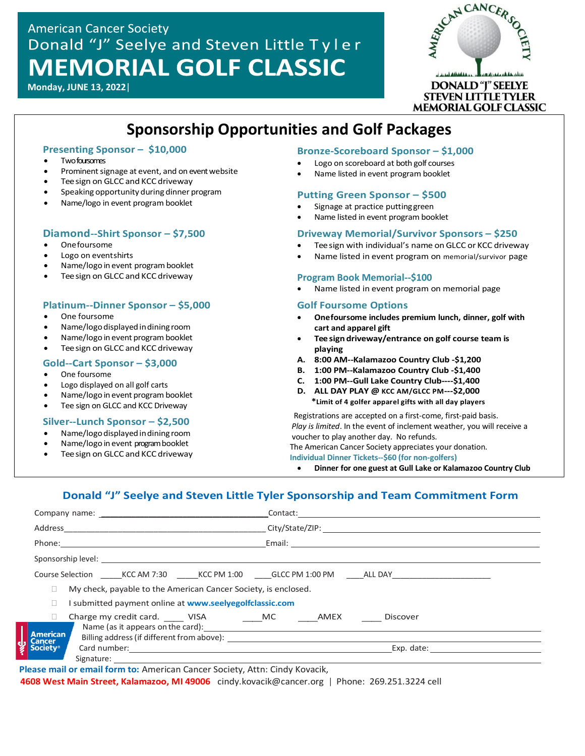American Cancer Society

Donald "J" Seelye and Steven Little Tyler

# MEMORIAL GOLF CLASSIC

**Monday, JUNE 13, 2022**

AMERICAN CANCER SOCIETY

DONALD "J" SEELYE
STEVEN LITTLE TYLER
MEMORIAL GOLF CLASSIC

## Sponsorship Opportunities and Golf Packages

### Presenting Sponsor – $10,000

- Two foursomes
- Prominent signage at event, and on event website
- Tee sign on GLCC and KCC driveway
- Speaking opportunity during dinner program
- Name/logo in event program booklet

### Diamond--Shirt Sponsor – $7,500

- One foursome
- Logo on event shirts
- Name/logo in event program booklet
- Tee sign on GLCC and KCC driveway

### Platinum--Dinner Sponsor – $5,000

- One foursome
- Name/logo displayed in dining room
- Name/logo in event program booklet
- Tee sign on GLCC and KCC driveway

### Gold--Cart Sponsor – $3,000

- One foursome
- Logo displayed on all golf carts
- Name/logo in event program booklet
- Tee sign on GLCC and KCC Driveway

### Silver--Lunch Sponsor – $2,500

- Name/logo displayed in dining room
- Name/logo in event program booklet
- Tee sign on GLCC and KCC driveway

### Bronze-Scoreboard Sponsor – $1,000

- Logo on scoreboard at both golf courses
- Name listed in event program booklet

### Putting Green Sponsor – $500

- Signage at practice putting green
- Name listed in event program booklet

### Driveway Memorial/Survivor Sponsors – $250

- Tee sign with individual's name on GLCC or KCC driveway
- Name listed in event program on memorial/survivor page

### Program Book Memorial--$100

- Name listed in event program on memorial page

### Golf Foursome Options

- **One foursome includes premium lunch, dinner, golf with cart and apparel gift**
- **Tee sign driveway/entrance on golf course team is playing**

**A. 8:00 AM--Kalamazoo Country Club -$1,200**
**B. 1:00 PM--Kalamazoo Country Club -$1,400**
**C. 1:00 PM--Gull Lake Country Club----$1,400**
**D. ALL DAY PLAY @ KCC AM/GLCC PM---$2,000**

**\*Limit of 4 golfer apparel gifts with all day players**

Registrations are accepted on a first-come, first-paid basis. *Play is limited*. In the event of inclement weather, you will receive a voucher to play another day. No refunds.
The American Cancer Society appreciates your donation.

**Individual Dinner Tickets--$60 (for non-golfers)**

- **Dinner for one guest at Gull Lake or Kalamazoo Country Club**

## Donald "J" Seelye and Steven Little Tyler Sponsorship and Team Commitment Form

Company name: ______________________ Contact: ______________________

Address ______________________ City/State/ZIP: ______________________

Phone: ______________________ Email: ______________________

Sponsorship level: ______________________

Course Selection _____KCC AM 7:30 _____KCC PM 1:00 _____GLCC PM 1:00 PM ____ALL DAY______________________

☐ My check, payable to the American Cancer Society, is enclosed.

☐ I submitted payment online at **www.seelyegolfclassic.com**

☐ Charge my credit card. ____ VISA ____MC ____AMEX ____ Discover

Name (as it appears on the card): ______________________

Billing address (if different from above): ______________________

Card number: ______________________ Exp. date: ______________________

Signature: ______________________

American Cancer Society®

**Please mail or email form to:** American Cancer Society, Attn: Cindy Kovacik,
**4608 West Main Street, Kalamazoo, MI 49006** cindy.kovacik@cancer.org | Phone: 269.251.3224 cell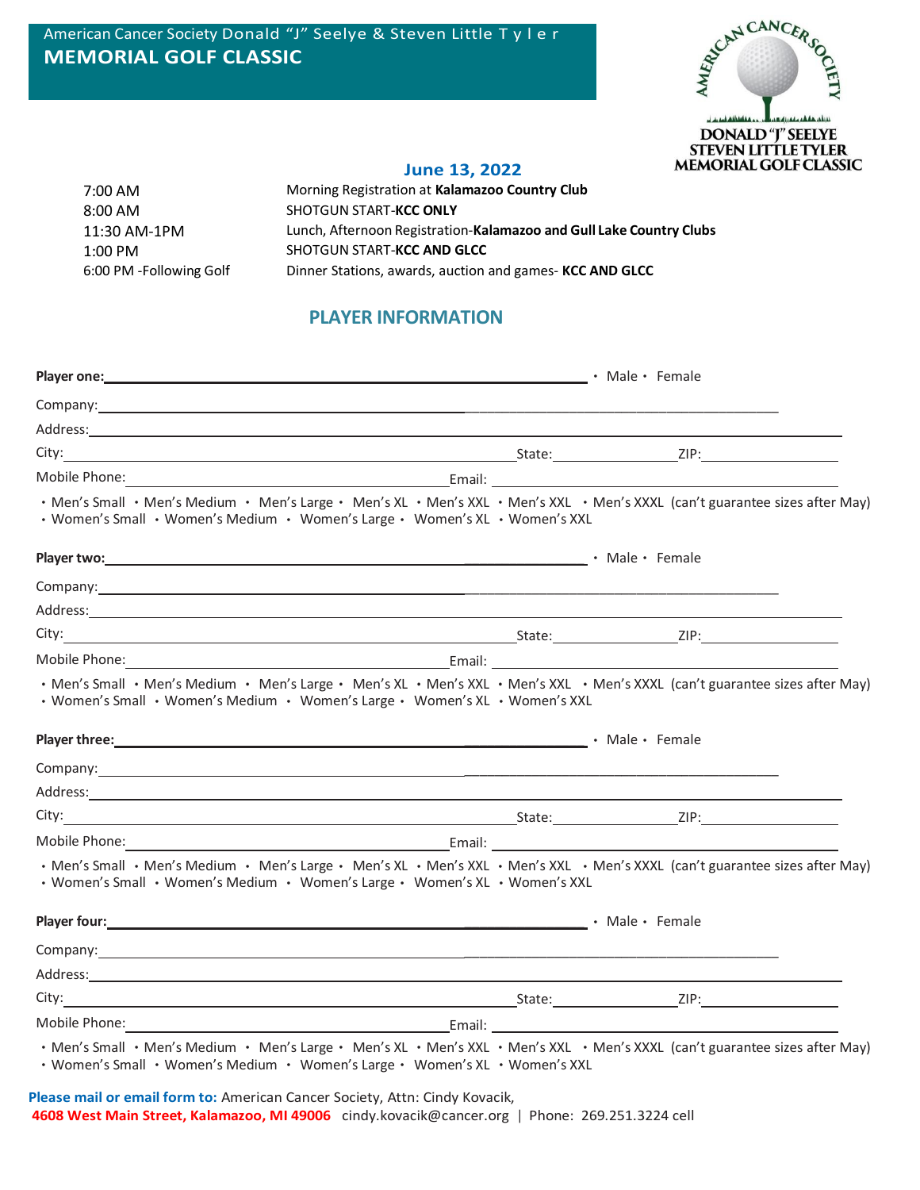American Cancer Society Donald "J" Seelye & Steven Little Tyler

# MEMORIAL GOLF CLASSIC

AMERICAN CANCER SOCIETY
DONALD "J" SEELYE
STEVEN LITTLE TYLER
MEMORIAL GOLF CLASSIC

**June 13, 2022**

| | |
|---|---|
| 7:00 AM | Morning Registration at **Kalamazoo Country Club** |
| 8:00 AM | SHOTGUN START-**KCC ONLY** |
| 11:30 AM-1PM | Lunch, Afternoon Registration-**Kalamazoo and Gull Lake Country Clubs** |
| 1:00 PM | SHOTGUN START-**KCC AND GLCC** |
| 6:00 PM -Following Golf | Dinner Stations, awards, auction and games- **KCC AND GLCC** |

## PLAYER INFORMATION

**Player one:**_______________________________ • Male • Female

Company:_______________________________

Address:_______________________________

City:_______________________________ State:__________ ZIP:__________

Mobile Phone:____________________ Email:____________________

• Men's Small • Men's Medium • Men's Large • Men's XL • Men's XXL • Men's XXL • Men's XXXL (can't guarantee sizes after May)
• Women's Small • Women's Medium • Women's Large • Women's XL • Women's XXL

**Player two:**_______________________________ • Male • Female

Company:_______________________________

Address:_______________________________

City:_______________________________ State:__________ ZIP:__________

Mobile Phone:____________________ Email:____________________

• Men's Small • Men's Medium • Men's Large • Men's XL • Men's XXL • Men's XXL • Men's XXXL (can't guarantee sizes after May)
• Women's Small • Women's Medium • Women's Large • Women's XL • Women's XXL

**Player three:**_______________________________ • Male • Female

Company:_______________________________

Address:_______________________________

City:_______________________________ State:__________ ZIP:__________

Mobile Phone:____________________ Email:____________________

• Men's Small • Men's Medium • Men's Large • Men's XL • Men's XXL • Men's XXL • Men's XXXL (can't guarantee sizes after May)
• Women's Small • Women's Medium • Women's Large • Women's XL • Women's XXL

**Player four:**_______________________________ • Male • Female

Company:_______________________________

Address:_______________________________

City:_______________________________ State:__________ ZIP:__________

Mobile Phone:____________________ Email:____________________

• Men's Small • Men's Medium • Men's Large • Men's XL • Men's XXL • Men's XXL • Men's XXXL (can't guarantee sizes after May)
• Women's Small • Women's Medium • Women's Large • Women's XL • Women's XXL

**Please mail or email form to:** American Cancer Society, Attn: Cindy Kovacik,
**4608 West Main Street, Kalamazoo, MI 49006** cindy.kovacik@cancer.org | Phone: 269.251.3224 cell